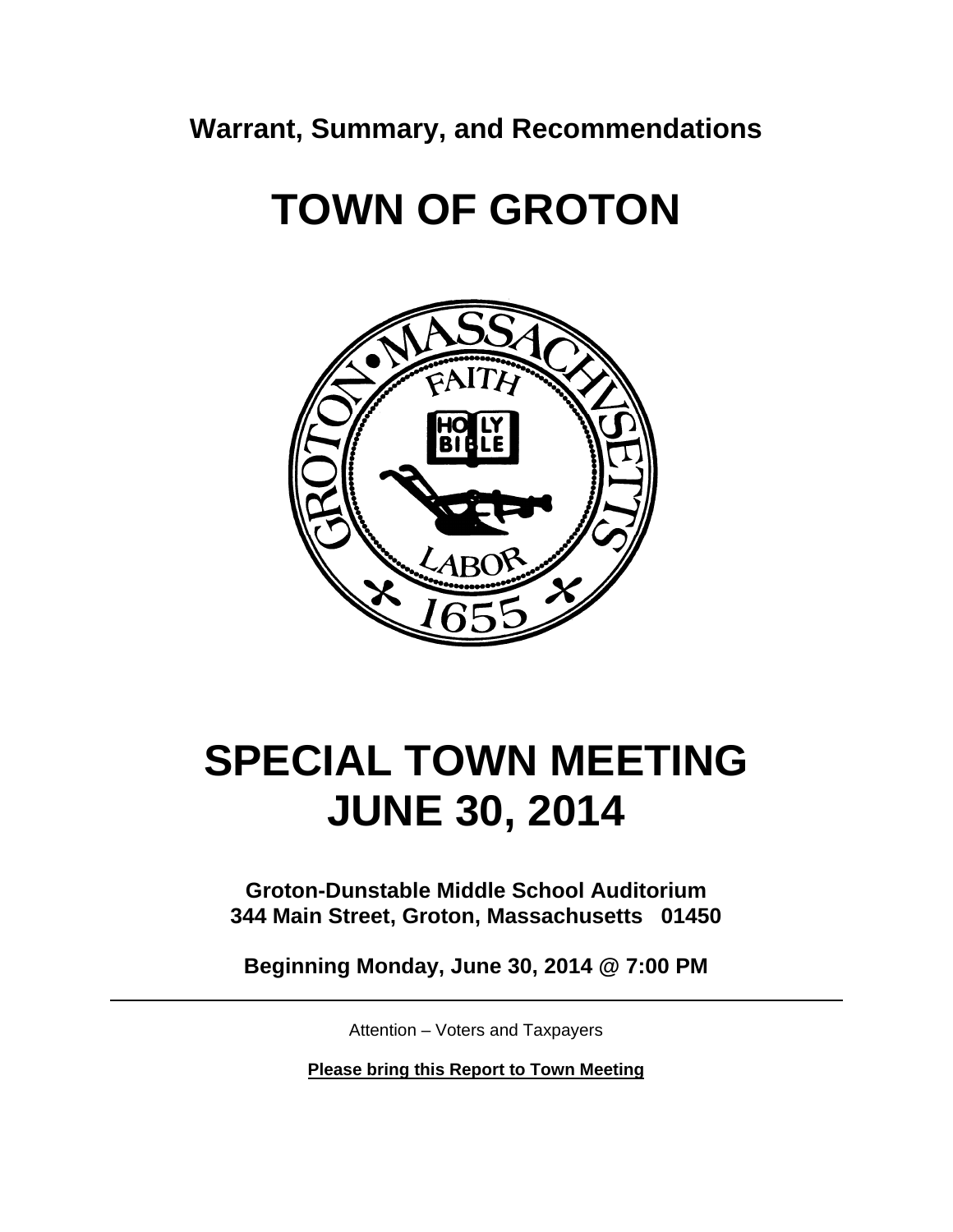**Warrant, Summary, and Recommendations**

# TOWN OF GROTON

# SPECIAL TOWN MEETING
# JUNE 30, 2014

**Groton-Dunstable Middle School Auditorium**
**344 Main Street, Groton, Massachusetts 01450**

**Beginning Monday, June 30, 2014 @ 7:00 PM**

---

Attention – Voters and Taxpayers

**Please bring this Report to Town Meeting**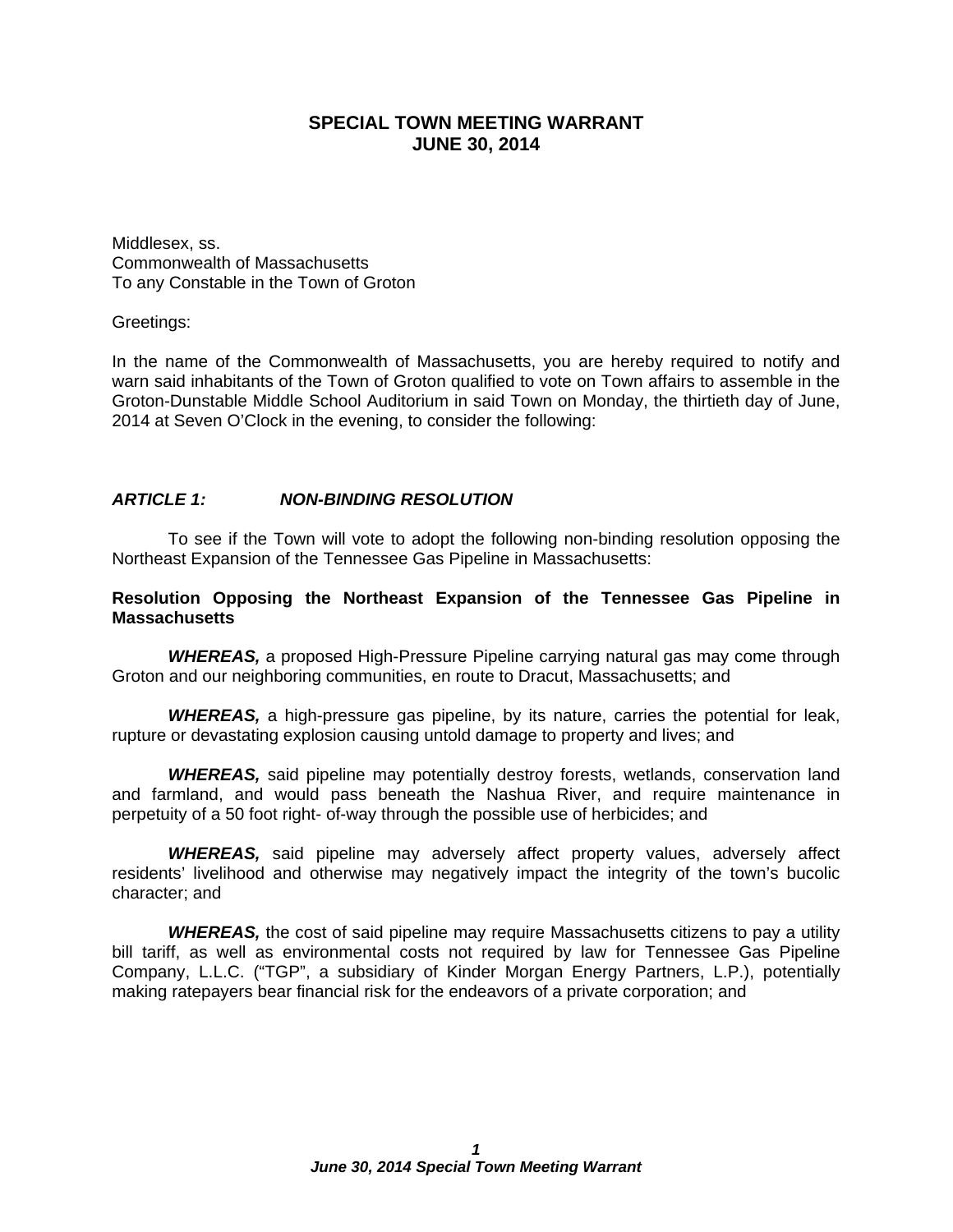# SPECIAL TOWN MEETING WARRANT
# JUNE 30, 2014

Middlesex, ss.
Commonwealth of Massachusetts
To any Constable in the Town of Groton

Greetings:

In the name of the Commonwealth of Massachusetts, you are hereby required to notify and warn said inhabitants of the Town of Groton qualified to vote on Town affairs to assemble in the Groton-Dunstable Middle School Auditorium in said Town on Monday, the thirtieth day of June, 2014 at Seven O'Clock in the evening, to consider the following:

## *ARTICLE 1: NON-BINDING RESOLUTION*

To see if the Town will vote to adopt the following non-binding resolution opposing the Northeast Expansion of the Tennessee Gas Pipeline in Massachusetts:

**Resolution Opposing the Northeast Expansion of the Tennessee Gas Pipeline in Massachusetts**

***WHEREAS,*** a proposed High-Pressure Pipeline carrying natural gas may come through Groton and our neighboring communities, en route to Dracut, Massachusetts; and

***WHEREAS,*** a high-pressure gas pipeline, by its nature, carries the potential for leak, rupture or devastating explosion causing untold damage to property and lives; and

***WHEREAS,*** said pipeline may potentially destroy forests, wetlands, conservation land and farmland, and would pass beneath the Nashua River, and require maintenance in perpetuity of a 50 foot right- of-way through the possible use of herbicides; and

***WHEREAS,*** said pipeline may adversely affect property values, adversely affect residents' livelihood and otherwise may negatively impact the integrity of the town's bucolic character; and

***WHEREAS,*** the cost of said pipeline may require Massachusetts citizens to pay a utility bill tariff, as well as environmental costs not required by law for Tennessee Gas Pipeline Company, L.L.C. ("TGP", a subsidiary of Kinder Morgan Energy Partners, L.P.), potentially making ratepayers bear financial risk for the endeavors of a private corporation; and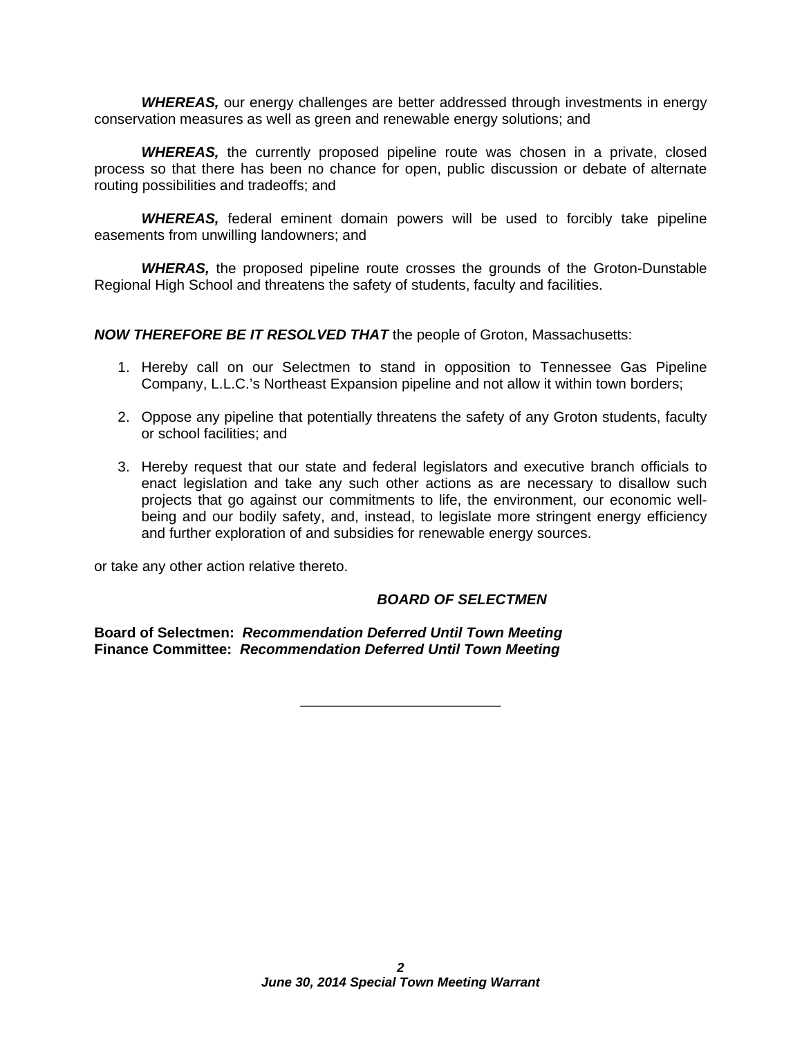***WHEREAS,*** our energy challenges are better addressed through investments in energy conservation measures as well as green and renewable energy solutions; and

***WHEREAS,*** the currently proposed pipeline route was chosen in a private, closed process so that there has been no chance for open, public discussion or debate of alternate routing possibilities and tradeoffs; and

***WHEREAS,*** federal eminent domain powers will be used to forcibly take pipeline easements from unwilling landowners; and

***WHERAS,*** the proposed pipeline route crosses the grounds of the Groton-Dunstable Regional High School and threatens the safety of students, faculty and facilities.

***NOW THEREFORE BE IT RESOLVED THAT*** the people of Groton, Massachusetts:

1. Hereby call on our Selectmen to stand in opposition to Tennessee Gas Pipeline Company, L.L.C.'s Northeast Expansion pipeline and not allow it within town borders;

2. Oppose any pipeline that potentially threatens the safety of any Groton students, faculty or school facilities; and

3. Hereby request that our state and federal legislators and executive branch officials to enact legislation and take any such other actions as are necessary to disallow such projects that go against our commitments to life, the environment, our economic well-being and our bodily safety, and, instead, to legislate more stringent energy efficiency and further exploration of and subsidies for renewable energy sources.

or take any other action relative thereto.

***BOARD OF SELECTMEN***

**Board of Selectmen:** ***Recommendation Deferred Until Town Meeting***
**Finance Committee:** ***Recommendation Deferred Until Town Meeting***

---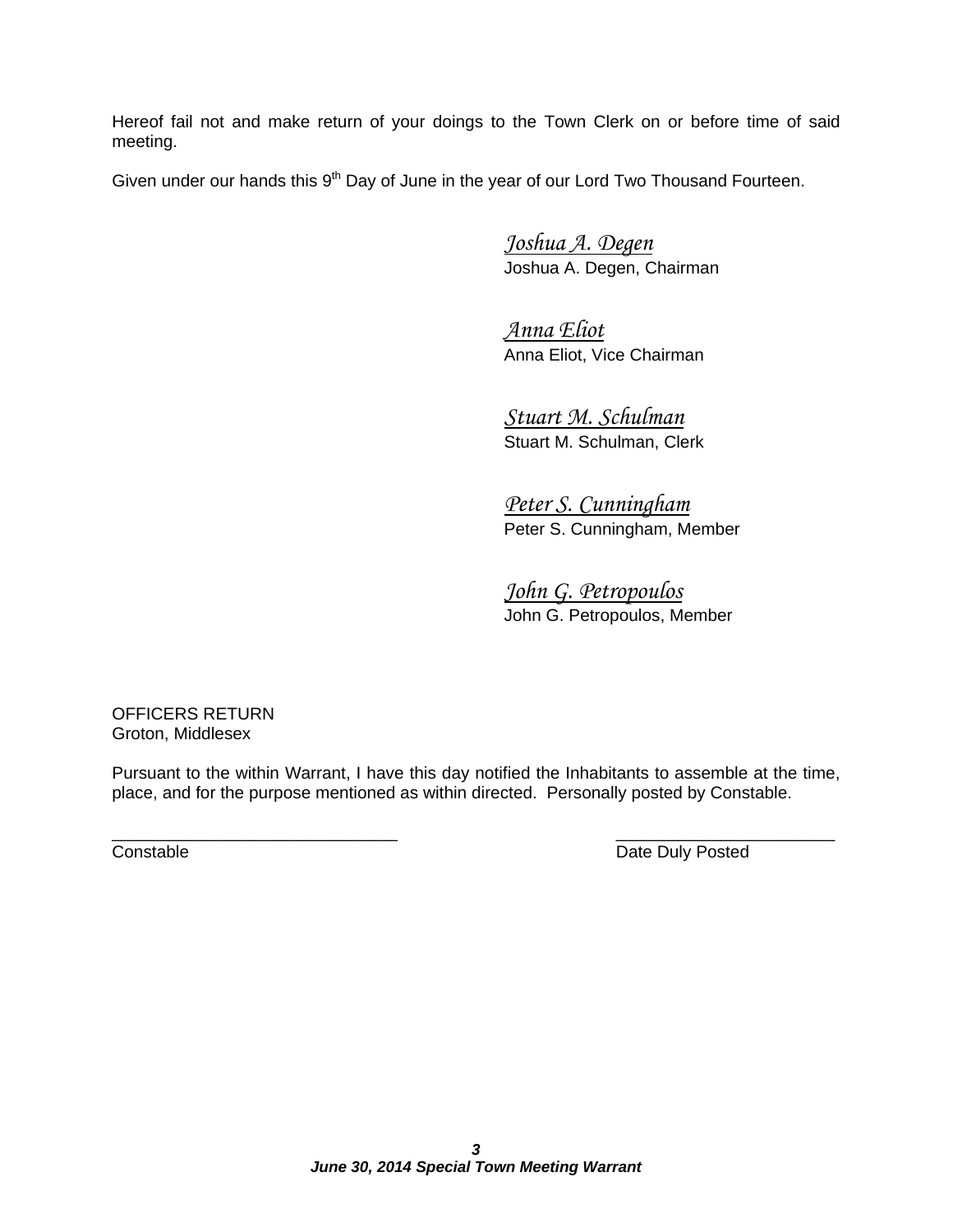Hereof fail not and make return of your doings to the Town Clerk on or before time of said meeting.

Given under our hands this 9th Day of June in the year of our Lord Two Thousand Fourteen.

*Joshua A. Degen*
Joshua A. Degen, Chairman

*Anna Eliot*
Anna Eliot, Vice Chairman

*Stuart M. Schulman*
Stuart M. Schulman, Clerk

*Peter S. Cunningham*
Peter S. Cunningham, Member

*John G. Petropoulos*
John G. Petropoulos, Member

OFFICERS RETURN
Groton, Middlesex

Pursuant to the within Warrant, I have this day notified the Inhabitants to assemble at the time, place, and for the purpose mentioned as within directed. Personally posted by Constable.

_______________________________ _______________________
Constable Date Duly Posted